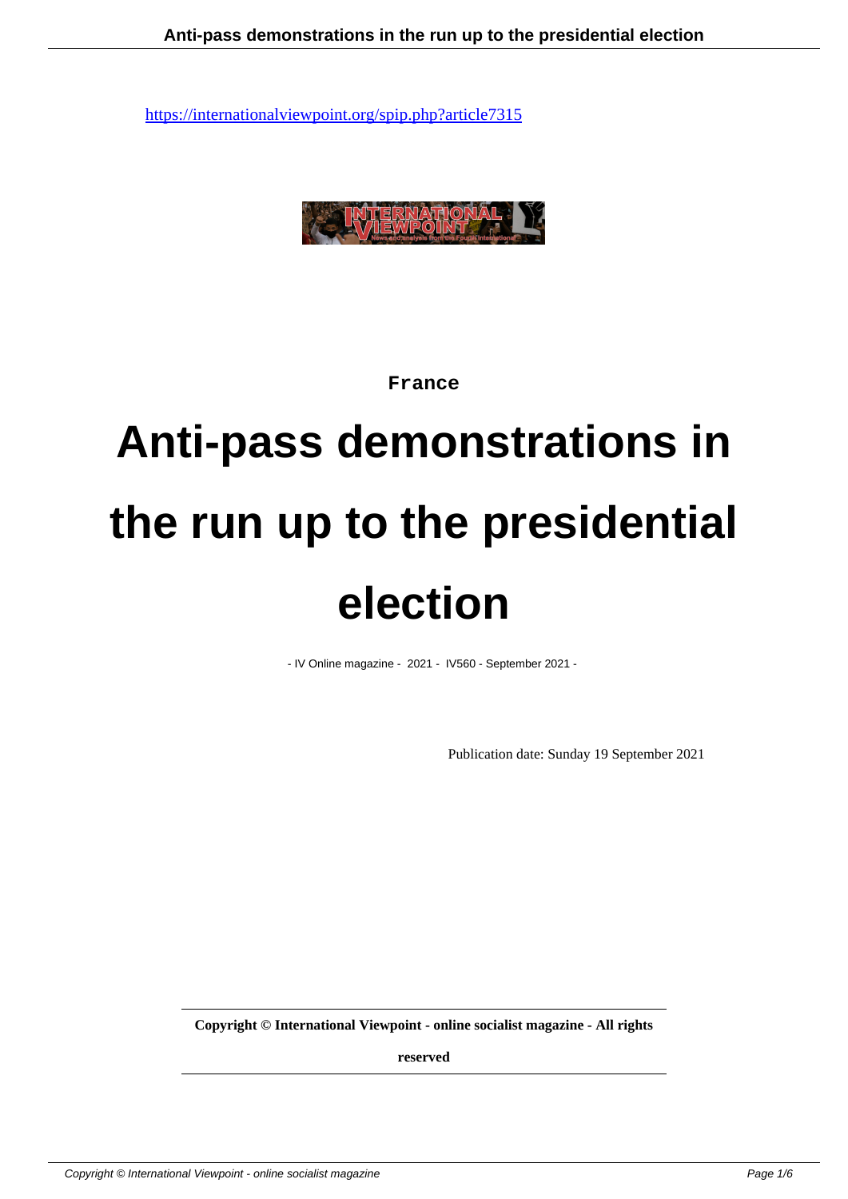https://internationalviewpoint.org/spip.php?article7315

France

# Anti-pass demonstrations in the run up to the presidential election

- IV Online magazine - 2021 - IV560 - September 2021 -

Publication date: Sunday 19 September 2021

**Copyright © International Viewpoint - online socialist magazine - All rights reserved**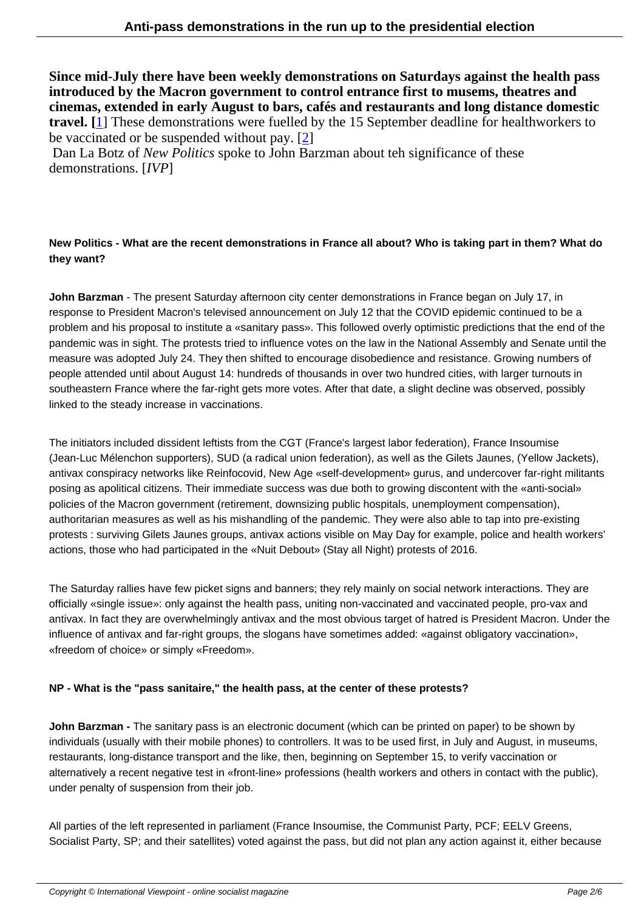**Since mid-July there have been weekly demonstrations on Saturdays against the health pass introduced by the Macron government to control entrance first to musems, theatres and cinemas, extended in early August to bars, cafés and restaurants and long distance domestic travel. [1]** These demonstrations were fuelled by the 15 September deadline for healthworkers to be vaccinated or be suspended without pay. [2]
Dan La Botz of *New Politics* spoke to John Barzman about teh significance of these demonstrations. [*IVP*]

**New Politics - What are the recent demonstrations in France all about? Who is taking part in them? What do they want?**

**John Barzman** - The present Saturday afternoon city center demonstrations in France began on July 17, in response to President Macron's televised announcement on July 12 that the COVID epidemic continued to be a problem and his proposal to institute a «sanitary pass». This followed overly optimistic predictions that the end of the pandemic was in sight. The protests tried to influence votes on the law in the National Assembly and Senate until the measure was adopted July 24. They then shifted to encourage disobedience and resistance. Growing numbers of people attended until about August 14: hundreds of thousands in over two hundred cities, with larger turnouts in southeastern France where the far-right gets more votes. After that date, a slight decline was observed, possibly linked to the steady increase in vaccinations.

The initiators included dissident leftists from the CGT (France's largest labor federation), France Insoumise (Jean-Luc Mélenchon supporters), SUD (a radical union federation), as well as the Gilets Jaunes, (Yellow Jackets), antivax conspiracy networks like Reinfocovid, New Age «self-development» gurus, and undercover far-right militants posing as apolitical citizens. Their immediate success was due both to growing discontent with the «anti-social» policies of the Macron government (retirement, downsizing public hospitals, unemployment compensation), authoritarian measures as well as his mishandling of the pandemic. They were also able to tap into pre-existing protests : surviving Gilets Jaunes groups, antivax actions visible on May Day for example, police and health workers' actions, those who had participated in the «Nuit Debout» (Stay all Night) protests of 2016.

The Saturday rallies have few picket signs and banners; they rely mainly on social network interactions. They are officially «single issue»: only against the health pass, uniting non-vaccinated and vaccinated people, pro-vax and antivax. In fact they are overwhelmingly antivax and the most obvious target of hatred is President Macron. Under the influence of antivax and far-right groups, the slogans have sometimes added: «against obligatory vaccination», «freedom of choice» or simply «Freedom».

**NP - What is the "pass sanitaire," the health pass, at the center of these protests?**

**John Barzman -** The sanitary pass is an electronic document (which can be printed on paper) to be shown by individuals (usually with their mobile phones) to controllers. It was to be used first, in July and August, in museums, restaurants, long-distance transport and the like, then, beginning on September 15, to verify vaccination or alternatively a recent negative test in «front-line» professions (health workers and others in contact with the public), under penalty of suspension from their job.

All parties of the left represented in parliament (France Insoumise, the Communist Party, PCF; EELV Greens, Socialist Party, SP; and their satellites) voted against the pass, but did not plan any action against it, either because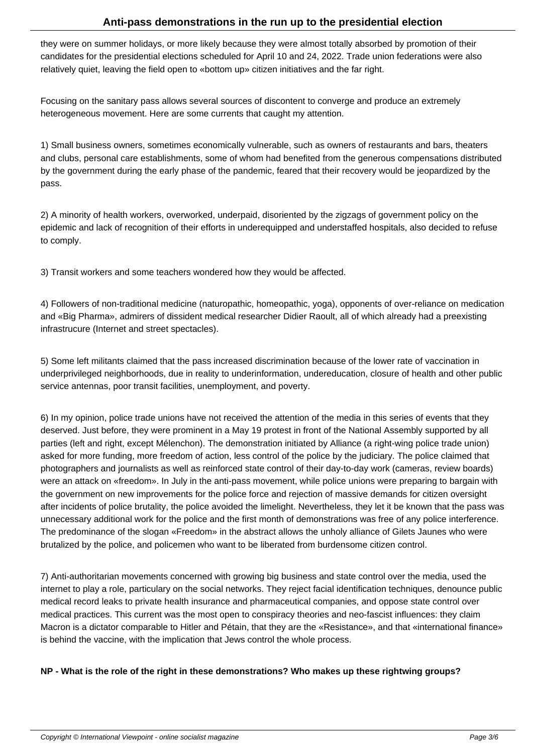they were on summer holidays, or more likely because they were almost totally absorbed by promotion of their candidates for the presidential elections scheduled for April 10 and 24, 2022. Trade union federations were also relatively quiet, leaving the field open to «bottom up» citizen initiatives and the far right.

Focusing on the sanitary pass allows several sources of discontent to converge and produce an extremely heterogeneous movement. Here are some currents that caught my attention.

1) Small business owners, sometimes economically vulnerable, such as owners of restaurants and bars, theaters and clubs, personal care establishments, some of whom had benefited from the generous compensations distributed by the government during the early phase of the pandemic, feared that their recovery would be jeopardized by the pass.

2) A minority of health workers, overworked, underpaid, disoriented by the zigzags of government policy on the epidemic and lack of recognition of their efforts in underequipped and understaffed hospitals, also decided to refuse to comply.

3) Transit workers and some teachers wondered how they would be affected.

4) Followers of non-traditional medicine (naturopathic, homeopathic, yoga), opponents of over-reliance on medication and «Big Pharma», admirers of dissident medical researcher Didier Raoult, all of which already had a preexisting infrastrucure (Internet and street spectacles).

5) Some left militants claimed that the pass increased discrimination because of the lower rate of vaccination in underprivileged neighborhoods, due in reality to underinformation, undereducation, closure of health and other public service antennas, poor transit facilities, unemployment, and poverty.

6) In my opinion, police trade unions have not received the attention of the media in this series of events that they deserved. Just before, they were prominent in a May 19 protest in front of the National Assembly supported by all parties (left and right, except Mélenchon). The demonstration initiated by Alliance (a right-wing police trade union) asked for more funding, more freedom of action, less control of the police by the judiciary. The police claimed that photographers and journalists as well as reinforced state control of their day-to-day work (cameras, review boards) were an attack on «freedom». In July in the anti-pass movement, while police unions were preparing to bargain with the government on new improvements for the police force and rejection of massive demands for citizen oversight after incidents of police brutality, the police avoided the limelight. Nevertheless, they let it be known that the pass was unnecessary additional work for the police and the first month of demonstrations was free of any police interference. The predominance of the slogan «Freedom» in the abstract allows the unholy alliance of Gilets Jaunes who were brutalized by the police, and policemen who want to be liberated from burdensome citizen control.

7) Anti-authoritarian movements concerned with growing big business and state control over the media, used the internet to play a role, particulary on the social networks. They reject facial identification techniques, denounce public medical record leaks to private health insurance and pharmaceutical companies, and oppose state control over medical practices. This current was the most open to conspiracy theories and neo-fascist influences: they claim Macron is a dictator comparable to Hitler and Pétain, that they are the «Resistance», and that «international finance» is behind the vaccine, with the implication that Jews control the whole process.

**NP - What is the role of the right in these demonstrations? Who makes up these rightwing groups?**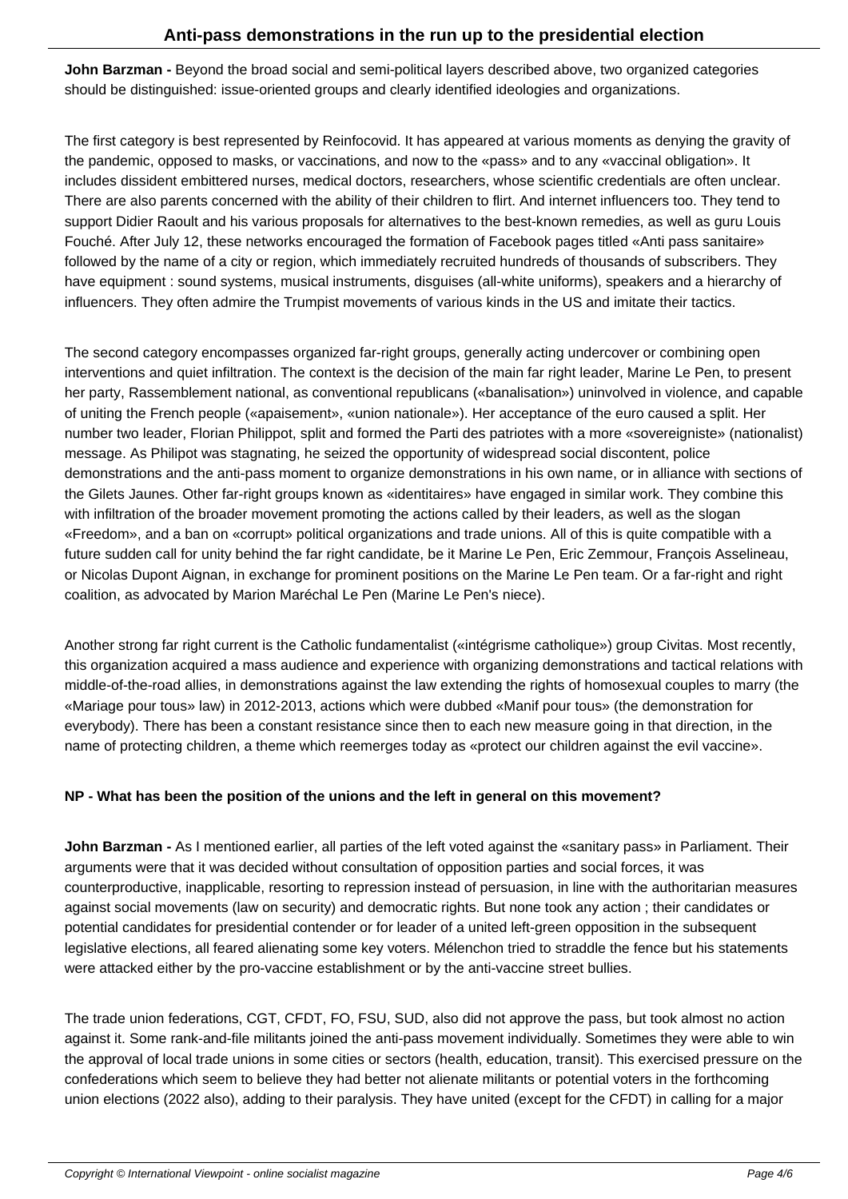**John Barzman -** Beyond the broad social and semi-political layers described above, two organized categories should be distinguished: issue-oriented groups and clearly identified ideologies and organizations.

The first category is best represented by Reinfocovid. It has appeared at various moments as denying the gravity of the pandemic, opposed to masks, or vaccinations, and now to the «pass» and to any «vaccinal obligation». It includes dissident embittered nurses, medical doctors, researchers, whose scientific credentials are often unclear. There are also parents concerned with the ability of their children to flirt. And internet influencers too. They tend to support Didier Raoult and his various proposals for alternatives to the best-known remedies, as well as guru Louis Fouché. After July 12, these networks encouraged the formation of Facebook pages titled «Anti pass sanitaire» followed by the name of a city or region, which immediately recruited hundreds of thousands of subscribers. They have equipment : sound systems, musical instruments, disguises (all-white uniforms), speakers and a hierarchy of influencers. They often admire the Trumpist movements of various kinds in the US and imitate their tactics.

The second category encompasses organized far-right groups, generally acting undercover or combining open interventions and quiet infiltration. The context is the decision of the main far right leader, Marine Le Pen, to present her party, Rassemblement national, as conventional republicans («banalisation») uninvolved in violence, and capable of uniting the French people («apaisement», «union nationale»). Her acceptance of the euro caused a split. Her number two leader, Florian Philippot, split and formed the Parti des patriotes with a more «sovereigniste» (nationalist) message. As Philipot was stagnating, he seized the opportunity of widespread social discontent, police demonstrations and the anti-pass moment to organize demonstrations in his own name, or in alliance with sections of the Gilets Jaunes. Other far-right groups known as «identitaires» have engaged in similar work. They combine this with infiltration of the broader movement promoting the actions called by their leaders, as well as the slogan «Freedom», and a ban on «corrupt» political organizations and trade unions. All of this is quite compatible with a future sudden call for unity behind the far right candidate, be it Marine Le Pen, Eric Zemmour, François Asselineau, or Nicolas Dupont Aignan, in exchange for prominent positions on the Marine Le Pen team. Or a far-right and right coalition, as advocated by Marion Maréchal Le Pen (Marine Le Pen's niece).

Another strong far right current is the Catholic fundamentalist («intégrisme catholique») group Civitas. Most recently, this organization acquired a mass audience and experience with organizing demonstrations and tactical relations with middle-of-the-road allies, in demonstrations against the law extending the rights of homosexual couples to marry (the «Mariage pour tous» law) in 2012-2013, actions which were dubbed «Manif pour tous» (the demonstration for everybody). There has been a constant resistance since then to each new measure going in that direction, in the name of protecting children, a theme which reemerges today as «protect our children against the evil vaccine».

**NP - What has been the position of the unions and the left in general on this movement?**

**John Barzman -** As I mentioned earlier, all parties of the left voted against the «sanitary pass» in Parliament. Their arguments were that it was decided without consultation of opposition parties and social forces, it was counterproductive, inapplicable, resorting to repression instead of persuasion, in line with the authoritarian measures against social movements (law on security) and democratic rights. But none took any action ; their candidates or potential candidates for presidential contender or for leader of a united left-green opposition in the subsequent legislative elections, all feared alienating some key voters. Mélenchon tried to straddle the fence but his statements were attacked either by the pro-vaccine establishment or by the anti-vaccine street bullies.

The trade union federations, CGT, CFDT, FO, FSU, SUD, also did not approve the pass, but took almost no action against it. Some rank-and-file militants joined the anti-pass movement individually. Sometimes they were able to win the approval of local trade unions in some cities or sectors (health, education, transit). This exercised pressure on the confederations which seem to believe they had better not alienate militants or potential voters in the forthcoming union elections (2022 also), adding to their paralysis. They have united (except for the CFDT) in calling for a major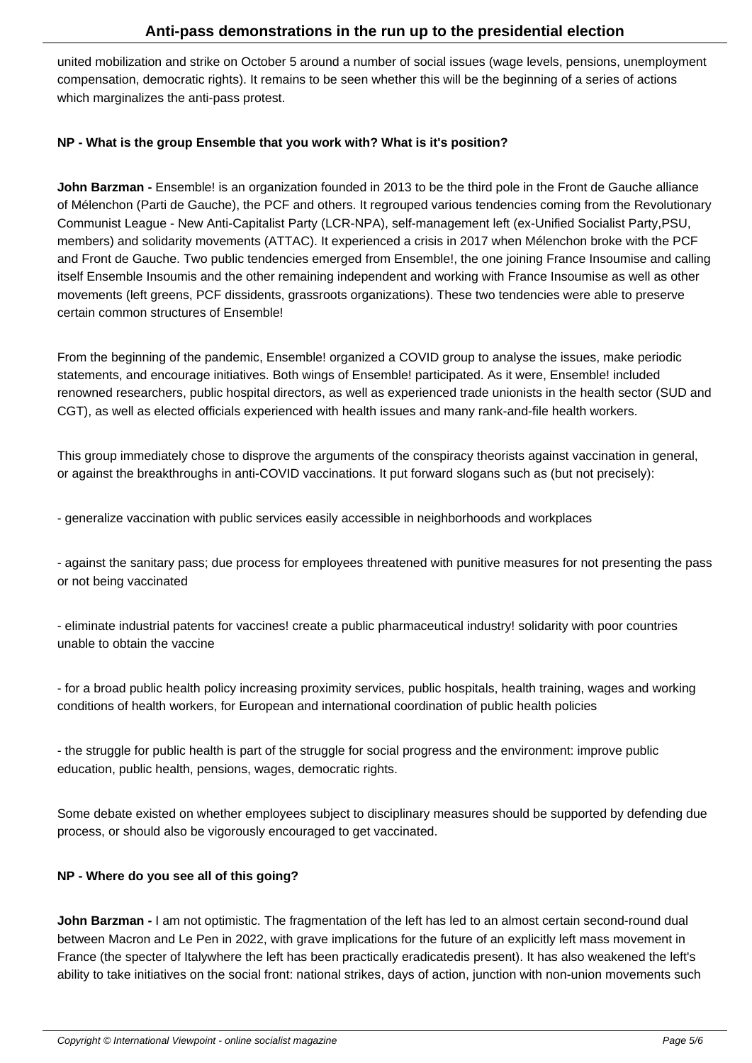united mobilization and strike on October 5 around a number of social issues (wage levels, pensions, unemployment compensation, democratic rights). It remains to be seen whether this will be the beginning of a series of actions which marginalizes the anti-pass protest.

**NP - What is the group Ensemble that you work with? What is it's position?**

**John Barzman -** Ensemble! is an organization founded in 2013 to be the third pole in the Front de Gauche alliance of Mélenchon (Parti de Gauche), the PCF and others. It regrouped various tendencies coming from the Revolutionary Communist League - New Anti-Capitalist Party (LCR-NPA), self-management left (ex-Unified Socialist Party,PSU, members) and solidarity movements (ATTAC). It experienced a crisis in 2017 when Mélenchon broke with the PCF and Front de Gauche. Two public tendencies emerged from Ensemble!, the one joining France Insoumise and calling itself Ensemble Insoumis and the other remaining independent and working with France Insoumise as well as other movements (left greens, PCF dissidents, grassroots organizations). These two tendencies were able to preserve certain common structures of Ensemble!

From the beginning of the pandemic, Ensemble! organized a COVID group to analyse the issues, make periodic statements, and encourage initiatives. Both wings of Ensemble! participated. As it were, Ensemble! included renowned researchers, public hospital directors, as well as experienced trade unionists in the health sector (SUD and CGT), as well as elected officials experienced with health issues and many rank-and-file health workers.

This group immediately chose to disprove the arguments of the conspiracy theorists against vaccination in general, or against the breakthroughs in anti-COVID vaccinations. It put forward slogans such as (but not precisely):

- generalize vaccination with public services easily accessible in neighborhoods and workplaces

- against the sanitary pass; due process for employees threatened with punitive measures for not presenting the pass or not being vaccinated

- eliminate industrial patents for vaccines! create a public pharmaceutical industry! solidarity with poor countries unable to obtain the vaccine

- for a broad public health policy increasing proximity services, public hospitals, health training, wages and working conditions of health workers, for European and international coordination of public health policies

- the struggle for public health is part of the struggle for social progress and the environment: improve public education, public health, pensions, wages, democratic rights.

Some debate existed on whether employees subject to disciplinary measures should be supported by defending due process, or should also be vigorously encouraged to get vaccinated.

**NP - Where do you see all of this going?**

**John Barzman -** I am not optimistic. The fragmentation of the left has led to an almost certain second-round dual between Macron and Le Pen in 2022, with grave implications for the future of an explicitly left mass movement in France (the specter of Italywhere the left has been practically eradicatedis present). It has also weakened the left's ability to take initiatives on the social front: national strikes, days of action, junction with non-union movements such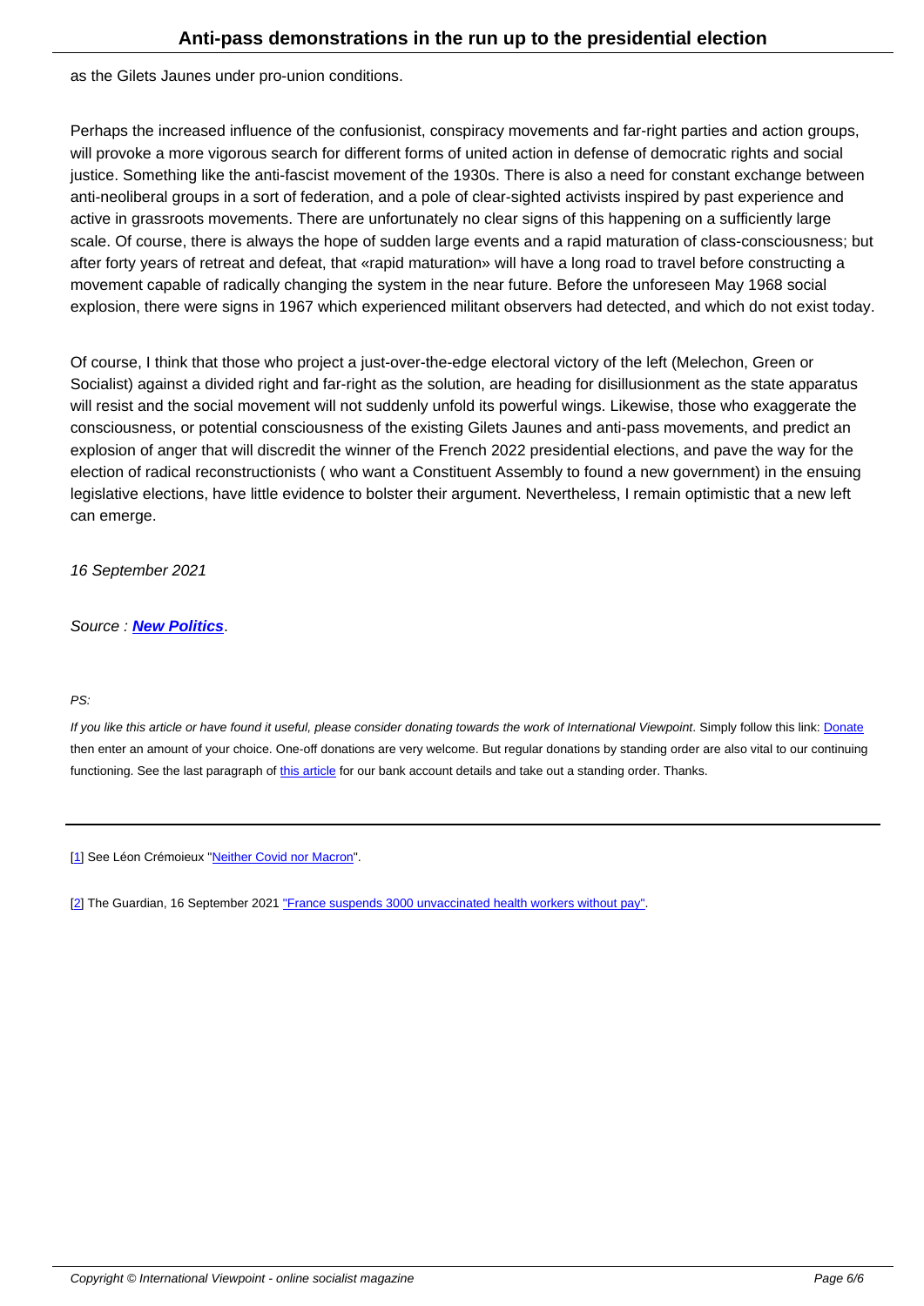as the Gilets Jaunes under pro-union conditions.

Perhaps the increased influence of the confusionist, conspiracy movements and far-right parties and action groups, will provoke a more vigorous search for different forms of united action in defense of democratic rights and social justice. Something like the anti-fascist movement of the 1930s. There is also a need for constant exchange between anti-neoliberal groups in a sort of federation, and a pole of clear-sighted activists inspired by past experience and active in grassroots movements. There are unfortunately no clear signs of this happening on a sufficiently large scale. Of course, there is always the hope of sudden large events and a rapid maturation of class-consciousness; but after forty years of retreat and defeat, that «rapid maturation» will have a long road to travel before constructing a movement capable of radically changing the system in the near future. Before the unforeseen May 1968 social explosion, there were signs in 1967 which experienced militant observers had detected, and which do not exist today.

Of course, I think that those who project a just-over-the-edge electoral victory of the left (Melechon, Green or Socialist) against a divided right and far-right as the solution, are heading for disillusionment as the state apparatus will resist and the social movement will not suddenly unfold its powerful wings. Likewise, those who exaggerate the consciousness, or potential consciousness of the existing Gilets Jaunes and anti-pass movements, and predict an explosion of anger that will discredit the winner of the French 2022 presidential elections, and pave the way for the election of radical reconstructionists ( who want a Constituent Assembly to found a new government) in the ensuing legislative elections, have little evidence to bolster their argument. Nevertheless, I remain optimistic that a new left can emerge.

*16 September 2021*

*Source :* ***New Politics***.

*PS:*

*If you like this article or have found it useful, please consider donating towards the work of International Viewpoint.* Simply follow this link: Donate then enter an amount of your choice. One-off donations are very welcome. But regular donations by standing order are also vital to our continuing functioning. See the last paragraph of this article for our bank account details and take out a standing order. Thanks.

---

[1] See Léon Crémoieux "Neither Covid nor Macron".

[2] The Guardian, 16 September 2021 "France suspends 3000 unvaccinated health workers without pay".